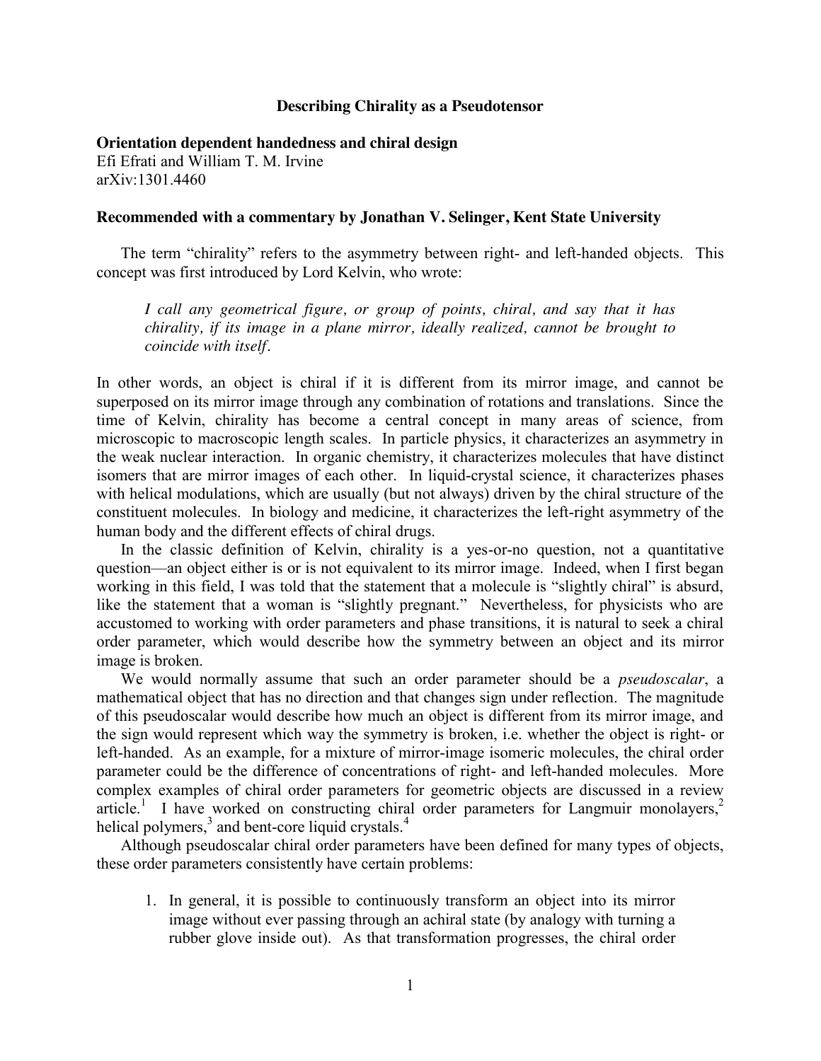# Describing Chirality as a Pseudotensor

**Orientation dependent handedness and chiral design**
Efi Efrati and William T. M. Irvine
arXiv:1301.4460

**Recommended with a commentary by Jonathan V. Selinger, Kent State University**

The term "chirality" refers to the asymmetry between right- and left-handed objects. This concept was first introduced by Lord Kelvin, who wrote:

> *I call any geometrical figure, or group of points, chiral, and say that it has chirality, if its image in a plane mirror, ideally realized, cannot be brought to coincide with itself.*

In other words, an object is chiral if it is different from its mirror image, and cannot be superposed on its mirror image through any combination of rotations and translations. Since the time of Kelvin, chirality has become a central concept in many areas of science, from microscopic to macroscopic length scales. In particle physics, it characterizes an asymmetry in the weak nuclear interaction. In organic chemistry, it characterizes molecules that have distinct isomers that are mirror images of each other. In liquid-crystal science, it characterizes phases with helical modulations, which are usually (but not always) driven by the chiral structure of the constituent molecules. In biology and medicine, it characterizes the left-right asymmetry of the human body and the different effects of chiral drugs.

In the classic definition of Kelvin, chirality is a yes-or-no question, not a quantitative question—an object either is or is not equivalent to its mirror image. Indeed, when I first began working in this field, I was told that the statement that a molecule is "slightly chiral" is absurd, like the statement that a woman is "slightly pregnant." Nevertheless, for physicists who are accustomed to working with order parameters and phase transitions, it is natural to seek a chiral order parameter, which would describe how the symmetry between an object and its mirror image is broken.

We would normally assume that such an order parameter should be a *pseudoscalar*, a mathematical object that has no direction and that changes sign under reflection. The magnitude of this pseudoscalar would describe how much an object is different from its mirror image, and the sign would represent which way the symmetry is broken, i.e. whether the object is right- or left-handed. As an example, for a mixture of mirror-image isomeric molecules, the chiral order parameter could be the difference of concentrations of right- and left-handed molecules. More complex examples of chiral order parameters for geometric objects are discussed in a review article.[1] I have worked on constructing chiral order parameters for Langmuir monolayers,[2] helical polymers,[3] and bent-core liquid crystals.[4]

Although pseudoscalar chiral order parameters have been defined for many types of objects, these order parameters consistently have certain problems:

1. In general, it is possible to continuously transform an object into its mirror image without ever passing through an achiral state (by analogy with turning a rubber glove inside out). As that transformation progresses, the chiral order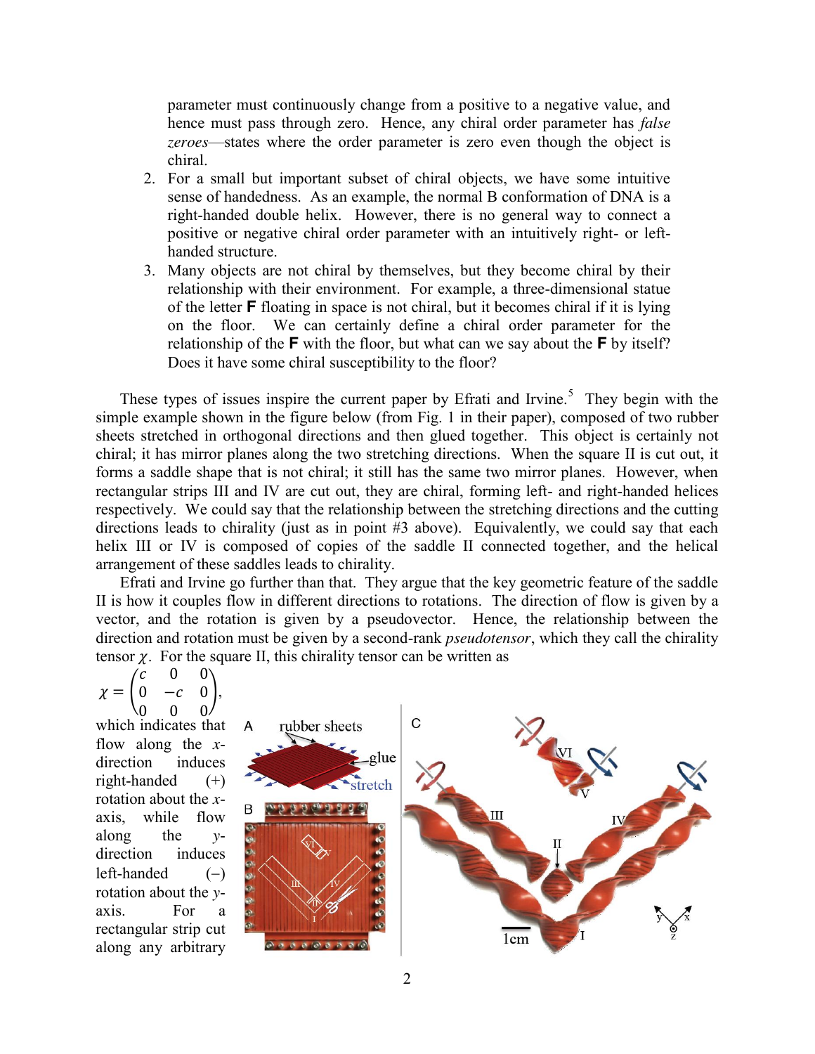parameter must continuously change from a positive to a negative value, and hence must pass through zero. Hence, any chiral order parameter has *false zeroes*—states where the order parameter is zero even though the object is chiral.

2. For a small but important subset of chiral objects, we have some intuitive sense of handedness. As an example, the normal B conformation of DNA is a right-handed double helix. However, there is no general way to connect a positive or negative chiral order parameter with an intuitively right- or left-handed structure.
3. Many objects are not chiral by themselves, but they become chiral by their relationship with their environment. For example, a three-dimensional statue of the letter **F** floating in space is not chiral, but it becomes chiral if it is lying on the floor. We can certainly define a chiral order parameter for the relationship of the **F** with the floor, but what can we say about the **F** by itself? Does it have some chiral susceptibility to the floor?

These types of issues inspire the current paper by Efrati and Irvine.[5] They begin with the simple example shown in the figure below (from Fig. 1 in their paper), composed of two rubber sheets stretched in orthogonal directions and then glued together. This object is certainly not chiral; it has mirror planes along the two stretching directions. When the square II is cut out, it forms a saddle shape that is not chiral; it still has the same two mirror planes. However, when rectangular strips III and IV are cut out, they are chiral, forming left- and right-handed helices respectively. We could say that the relationship between the stretching directions and the cutting directions leads to chirality (just as in point #3 above). Equivalently, we could say that each helix III or IV is composed of copies of the saddle II connected together, and the helical arrangement of these saddles leads to chirality.

Efrati and Irvine go further than that. They argue that the key geometric feature of the saddle II is how it couples flow in different directions to rotations. The direction of flow is given by a vector, and the rotation is given by a pseudovector. Hence, the relationship between the direction and rotation must be given by a second-rank *pseudotensor*, which they call the chirality tensor $\chi$. For the square II, this chirality tensor can be written as

$$\chi = \begin{pmatrix} c & 0 & 0 \\ 0 & -c & 0 \\ 0 & 0 & 0 \end{pmatrix},$$

which indicates that flow along the $x$-direction induces right-handed (+) rotation about the $x$-axis, while flow along the $y$-direction induces left-handed (−) rotation about the $y$-axis. For a rectangular strip cut along any arbitrary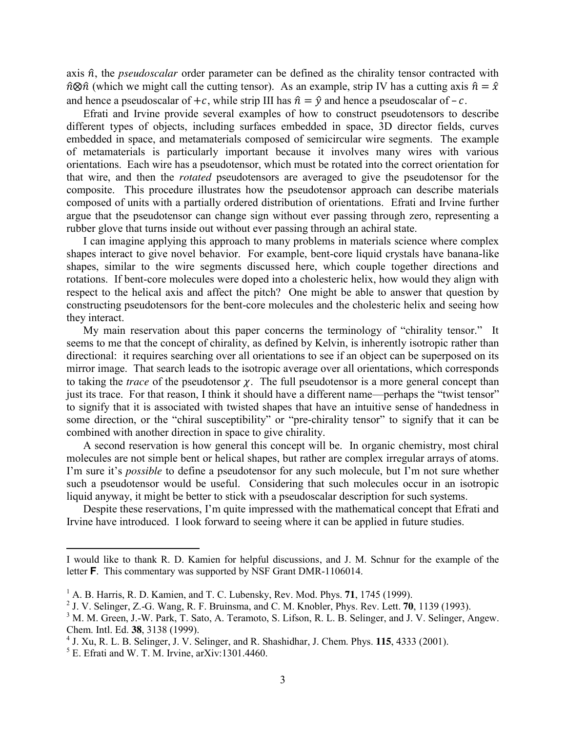axis $\hat{n}$, the *pseudoscalar* order parameter can be defined as the chirality tensor contracted with $\hat{n}\otimes\hat{n}$ (which we might call the cutting tensor). As an example, strip IV has a cutting axis $\hat{n} = \hat{x}$ and hence a pseudoscalar of $+c$, while strip III has $\hat{n} = \hat{y}$ and hence a pseudoscalar of $-c$.

Efrati and Irvine provide several examples of how to construct pseudotensors to describe different types of objects, including surfaces embedded in space, 3D director fields, curves embedded in space, and metamaterials composed of semicircular wire segments. The example of metamaterials is particularly important because it involves many wires with various orientations. Each wire has a pseudotensor, which must be rotated into the correct orientation for that wire, and then the *rotated* pseudotensors are averaged to give the pseudotensor for the composite. This procedure illustrates how the pseudotensor approach can describe materials composed of units with a partially ordered distribution of orientations. Efrati and Irvine further argue that the pseudotensor can change sign without ever passing through zero, representing a rubber glove that turns inside out without ever passing through an achiral state.

I can imagine applying this approach to many problems in materials science where complex shapes interact to give novel behavior. For example, bent-core liquid crystals have banana-like shapes, similar to the wire segments discussed here, which couple together directions and rotations. If bent-core molecules were doped into a cholesteric helix, how would they align with respect to the helical axis and affect the pitch? One might be able to answer that question by constructing pseudotensors for the bent-core molecules and the cholesteric helix and seeing how they interact.

My main reservation about this paper concerns the terminology of "chirality tensor." It seems to me that the concept of chirality, as defined by Kelvin, is inherently isotropic rather than directional: it requires searching over all orientations to see if an object can be superposed on its mirror image. That search leads to the isotropic average over all orientations, which corresponds to taking the *trace* of the pseudotensor $\chi$. The full pseudotensor is a more general concept than just its trace. For that reason, I think it should have a different name—perhaps the "twist tensor" to signify that it is associated with twisted shapes that have an intuitive sense of handedness in some direction, or the "chiral susceptibility" or "pre-chirality tensor" to signify that it can be combined with another direction in space to give chirality.

A second reservation is how general this concept will be. In organic chemistry, most chiral molecules are not simple bent or helical shapes, but rather are complex irregular arrays of atoms. I'm sure it's *possible* to define a pseudotensor for any such molecule, but I'm not sure whether such a pseudotensor would be useful. Considering that such molecules occur in an isotropic liquid anyway, it might be better to stick with a pseudoscalar description for such systems.

Despite these reservations, I'm quite impressed with the mathematical concept that Efrati and Irvine have introduced. I look forward to seeing where it can be applied in future studies.

---

I would like to thank R. D. Kamien for helpful discussions, and J. M. Schnur for the example of the letter **F**. This commentary was supported by NSF Grant DMR-1106014.

[1] A. B. Harris, R. D. Kamien, and T. C. Lubensky, Rev. Mod. Phys. **71**, 1745 (1999).
[2] J. V. Selinger, Z.-G. Wang, R. F. Bruinsma, and C. M. Knobler, Phys. Rev. Lett. **70**, 1139 (1993).
[3] M. M. Green, J.-W. Park, T. Sato, A. Teramoto, S. Lifson, R. L. B. Selinger, and J. V. Selinger, Angew. Chem. Intl. Ed. **38**, 3138 (1999).
[4] J. Xu, R. L. B. Selinger, J. V. Selinger, and R. Shashidhar, J. Chem. Phys. **115**, 4333 (2001).
[5] E. Efrati and W. T. M. Irvine, arXiv:1301.4460.